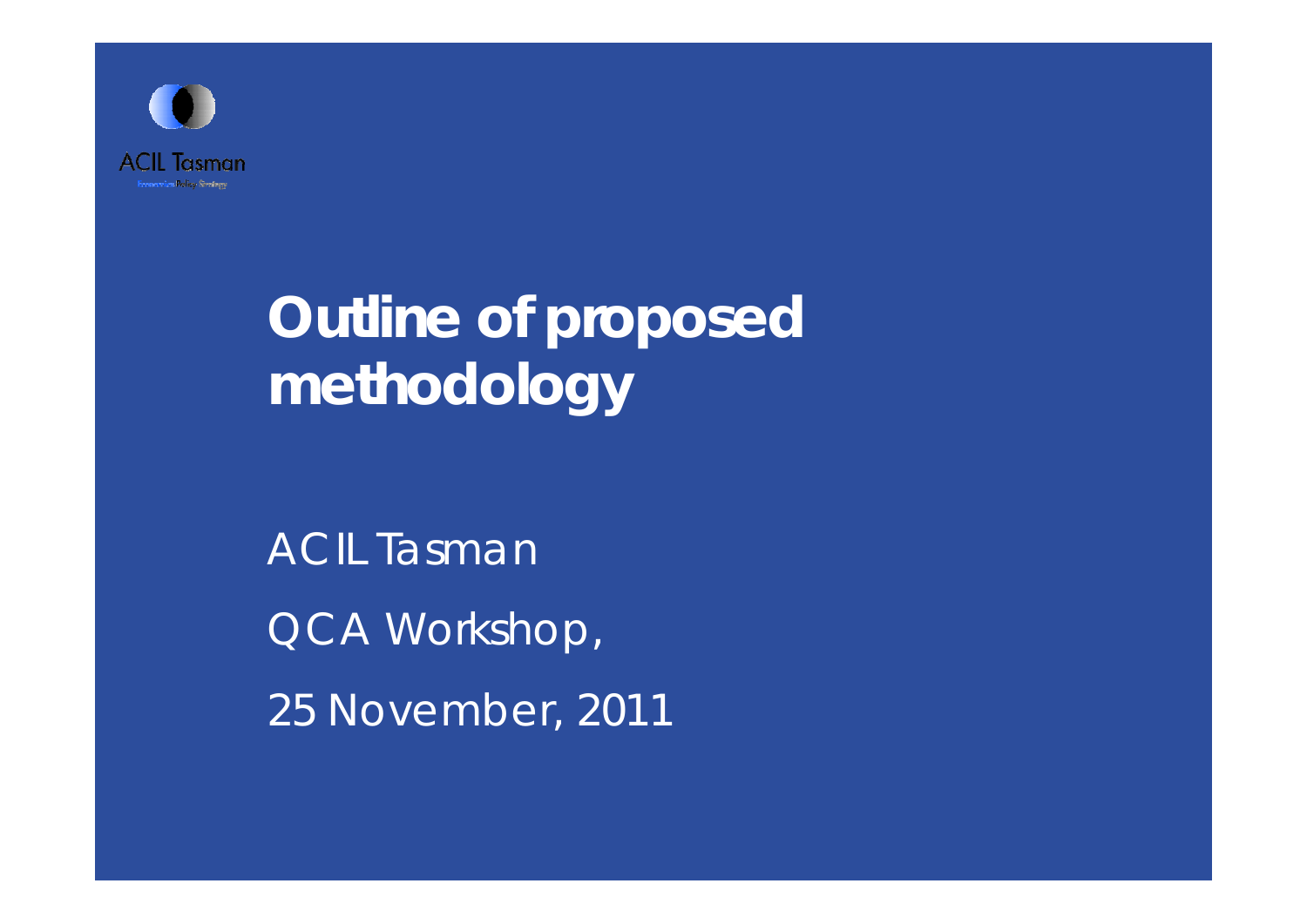# Outline of proposed methodology

ACIL Tasman

QCA Workshop,

25 November, 2011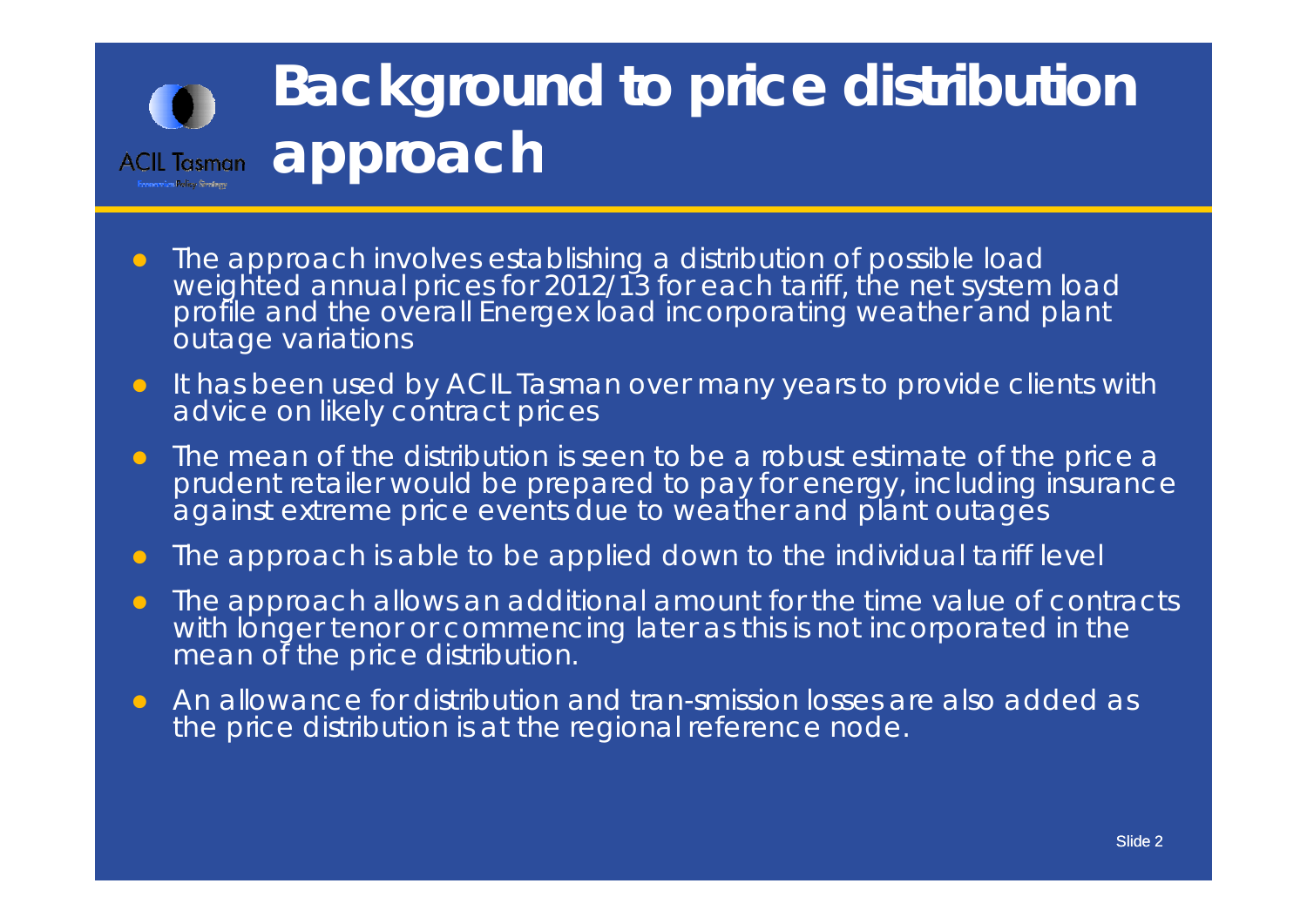# Background to price distribution approach

- The approach involves establishing a distribution of possible load weighted annual prices for 2012/13 for each tariff, the net system load profile and the overall Energex load incorporating weather and plant outage variations
- It has been used by ACIL Tasman over many years to provide clients with advice on likely contract prices
- The mean of the distribution is seen to be a robust estimate of the price a prudent retailer would be prepared to pay for energy, including insurance against extreme price events due to weather and plant outages
- The approach is able to be applied down to the individual tariff level
- The approach allows an additional amount for the time value of contracts with longer tenor or commencing later as this is not incorporated in the mean of the price distribution.
- An allowance for distribution and tran-smission losses are also added as the price distribution is at the regional reference node.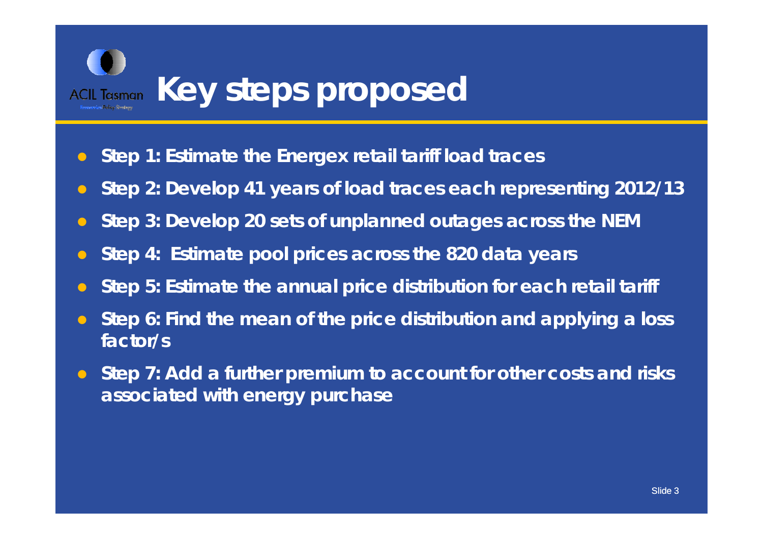# Key steps proposed

- Step 1: Estimate the Energex retail tariff load traces
- Step 2: Develop 41 years of load traces each representing 2012/13
- Step 3: Develop 20 sets of unplanned outages across the NEM
- Step 4: Estimate pool prices across the 820 data years
- Step 5: Estimate the annual price distribution for each retail tariff
- Step 6: Find the mean of the price distribution and applying a loss factor/s
- Step 7: Add a further premium to account for other costs and risks associated with energy purchase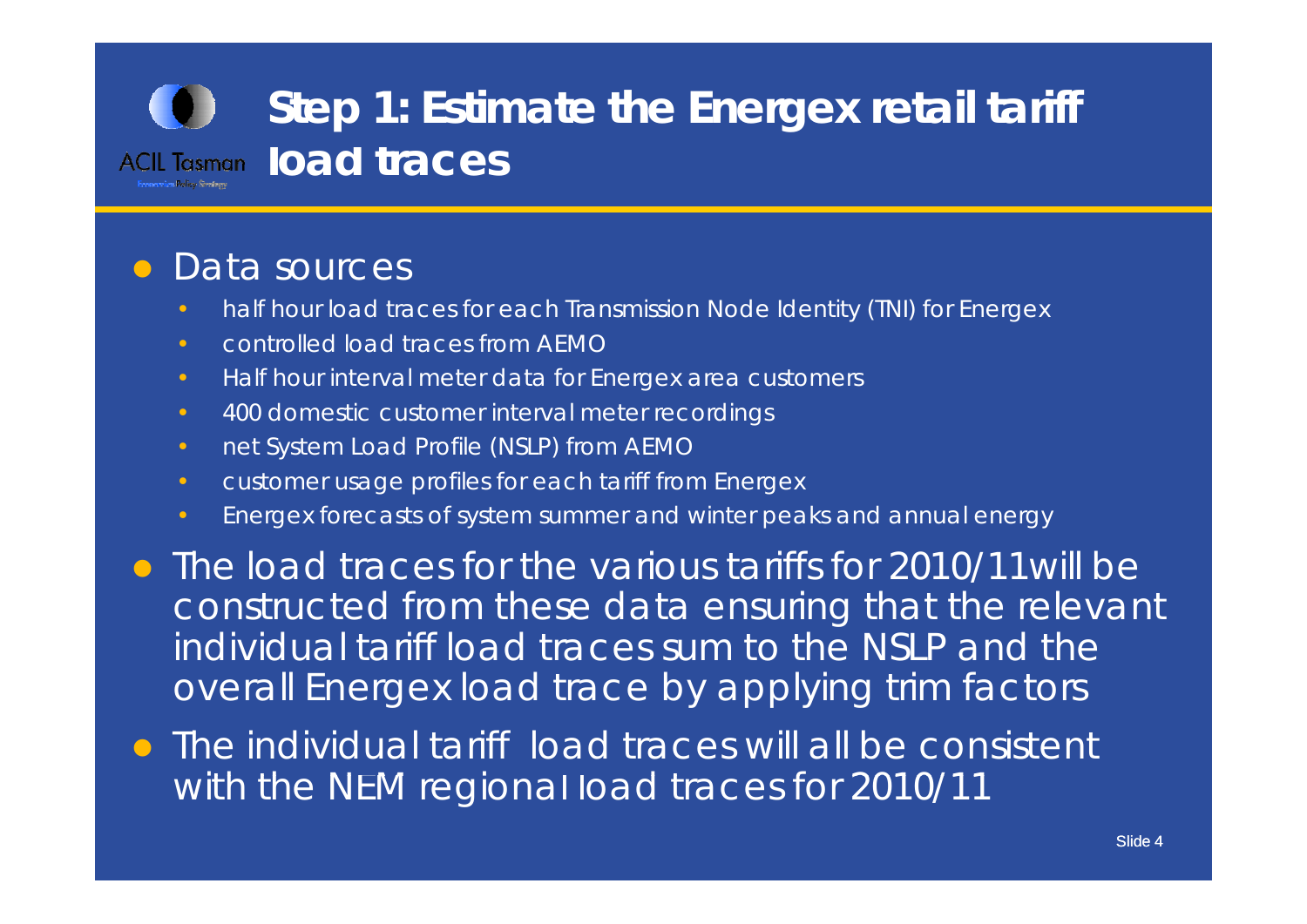# Step 1: Estimate the Energex retail tariff load traces

- Data sources
  - half hour load traces for each Transmission Node Identity (TNI) for Energex
  - controlled load traces from AEMO
  - Half hour interval meter data for Energex area customers
  - 400 domestic customer interval meter recordings
  - net System Load Profile (NSLP) from AEMO
  - customer usage profiles for each tariff from Energex
  - Energex forecasts of system summer and winter peaks and annual energy
- The load traces for the various tariffs for 2010/11will be constructed from these data ensuring that the relevant individual tariff load traces sum to the NSLP and the overall Energex load trace by applying trim factors
- The individual tariff load traces will all be consistent with the NEM regional load traces for 2010/11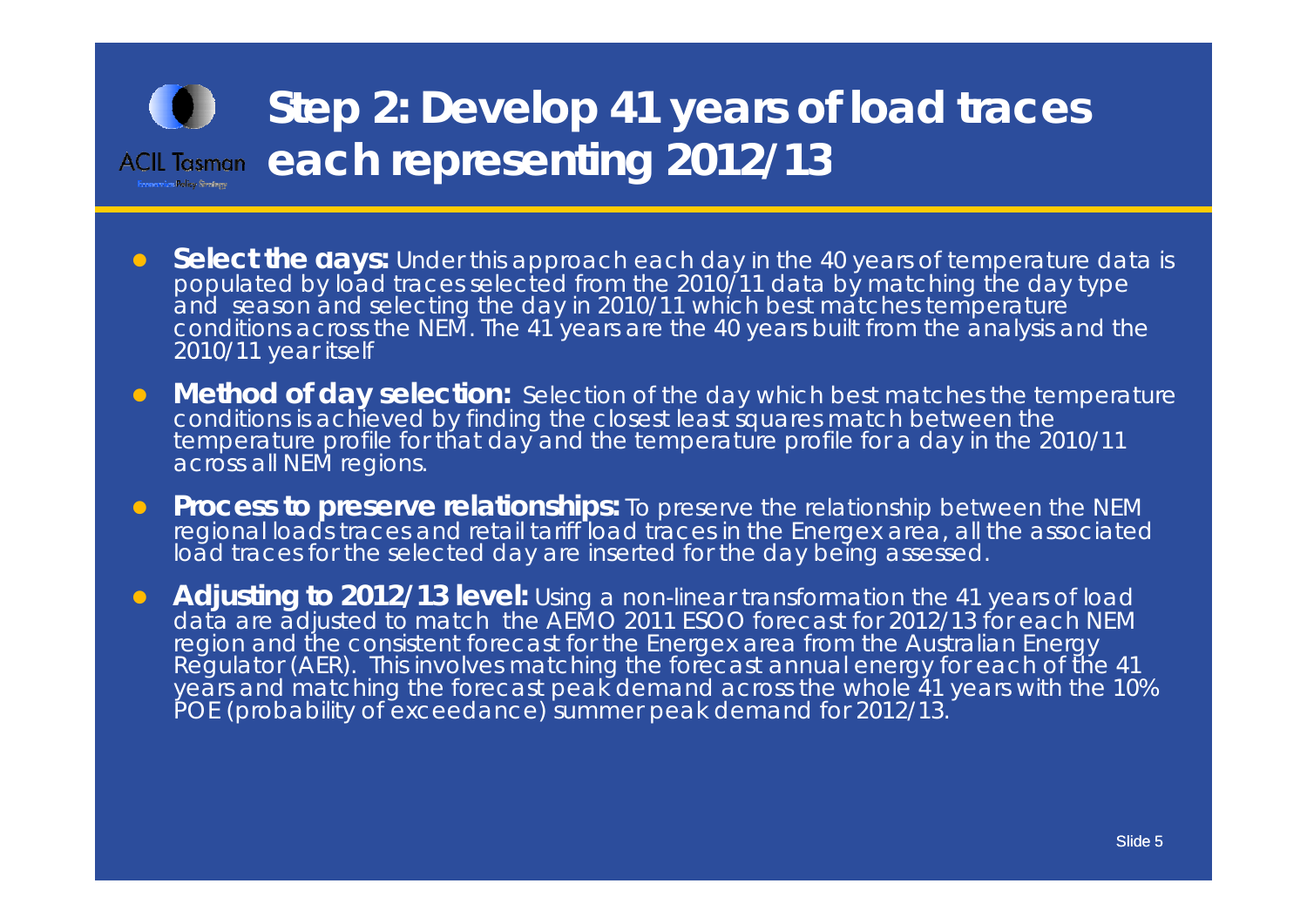# Step 2: Develop 41 years of load traces each representing 2012/13

- **Select the days:** Under this approach each day in the 40 years of temperature data is populated by load traces selected from the 2010/11 data by matching the day type and season and selecting the day in 2010/11 which best matches temperature conditions across the NEM. The 41 years are the 40 years built from the analysis and the 2010/11 year itself
- **Method of day selection:** Selection of the day which best matches the temperature conditions is achieved by finding the closest least squares match between the temperature profile for that day and the temperature profile for a day in the 2010/11 across all NEM regions.
- **Process to preserve relationships:** To preserve the relationship between the NEM regional loads traces and retail tariff load traces in the Energex area, all the associated load traces for the selected day are inserted for the day being assessed.
- **Adjusting to 2012/13 level:** Using a non-linear transformation the 41 years of load data are adjusted to match the AEMO 2011 ESOO forecast for 2012/13 for each NEM region and the consistent forecast for the Energex area from the Australian Energy Regulator (AER). This involves matching the forecast annual energy for each of the 41 years and matching the forecast peak demand across the whole 41 years with the 10% POE (probability of exceedance) summer peak demand for 2012/13.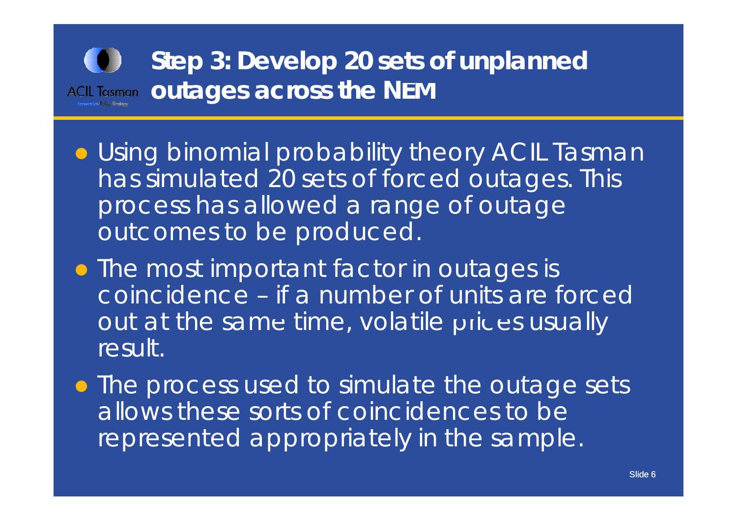# Step 3: Develop 20 sets of unplanned outages across the NEM

- Using binomial probability theory ACIL Tasman has simulated 20 sets of forced outages. This process has allowed a range of outage outcomes to be produced.
- The most important factor in outages is coincidence – if a number of units are forced out at the same time, volatile prices usually result.
- The process used to simulate the outage sets allows these sorts of coincidences to be represented appropriately in the sample.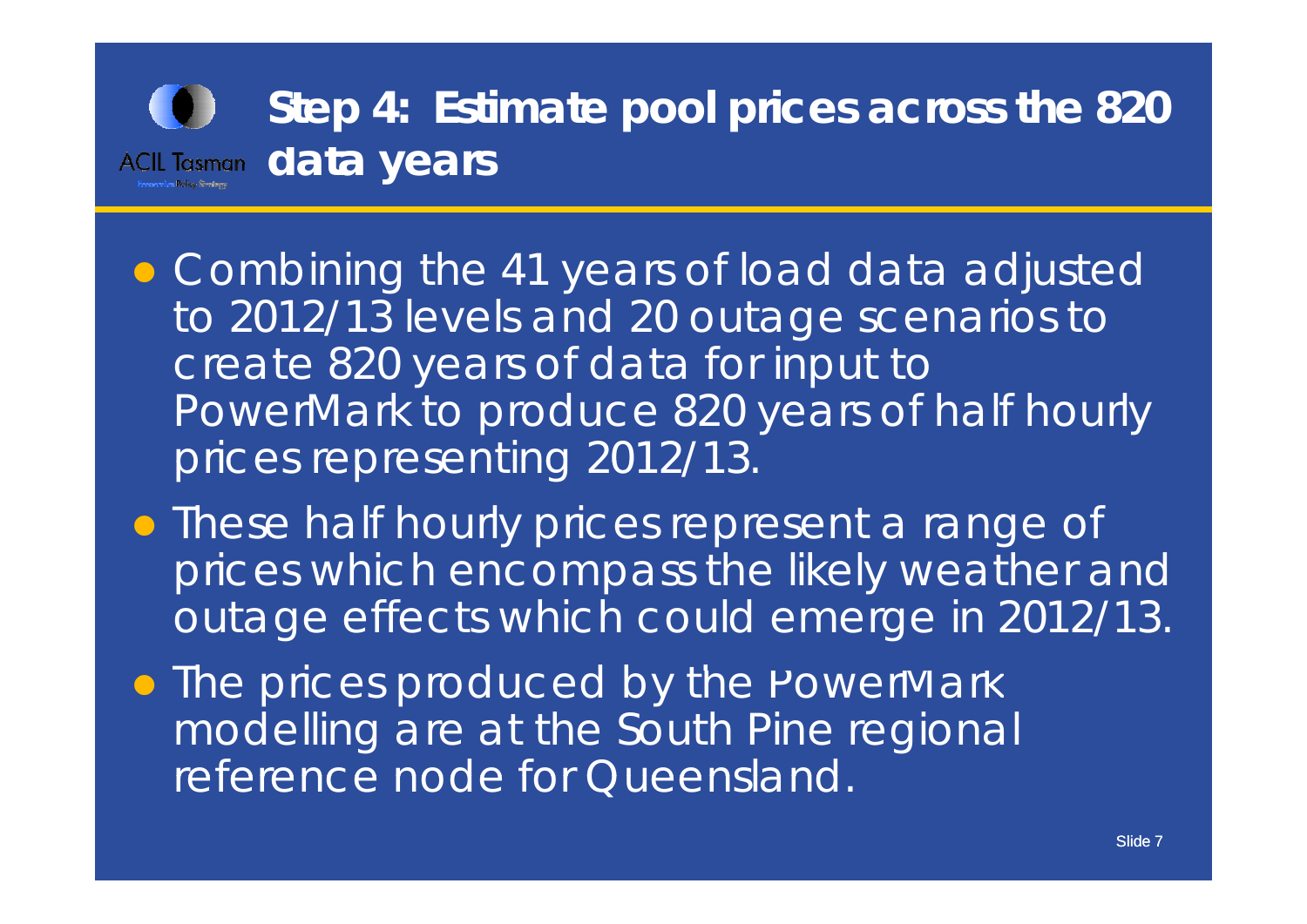# Step 4: Estimate pool prices across the 820 data years

- Combining the 41 years of load data adjusted to 2012/13 levels and 20 outage scenarios to create 820 years of data for input to PowerMark to produce 820 years of half hourly prices representing 2012/13.
- These half hourly prices represent a range of prices which encompass the likely weather and outage effects which could emerge in 2012/13.
- The prices produced by the PowerMark modelling are at the South Pine regional reference node for Queensland.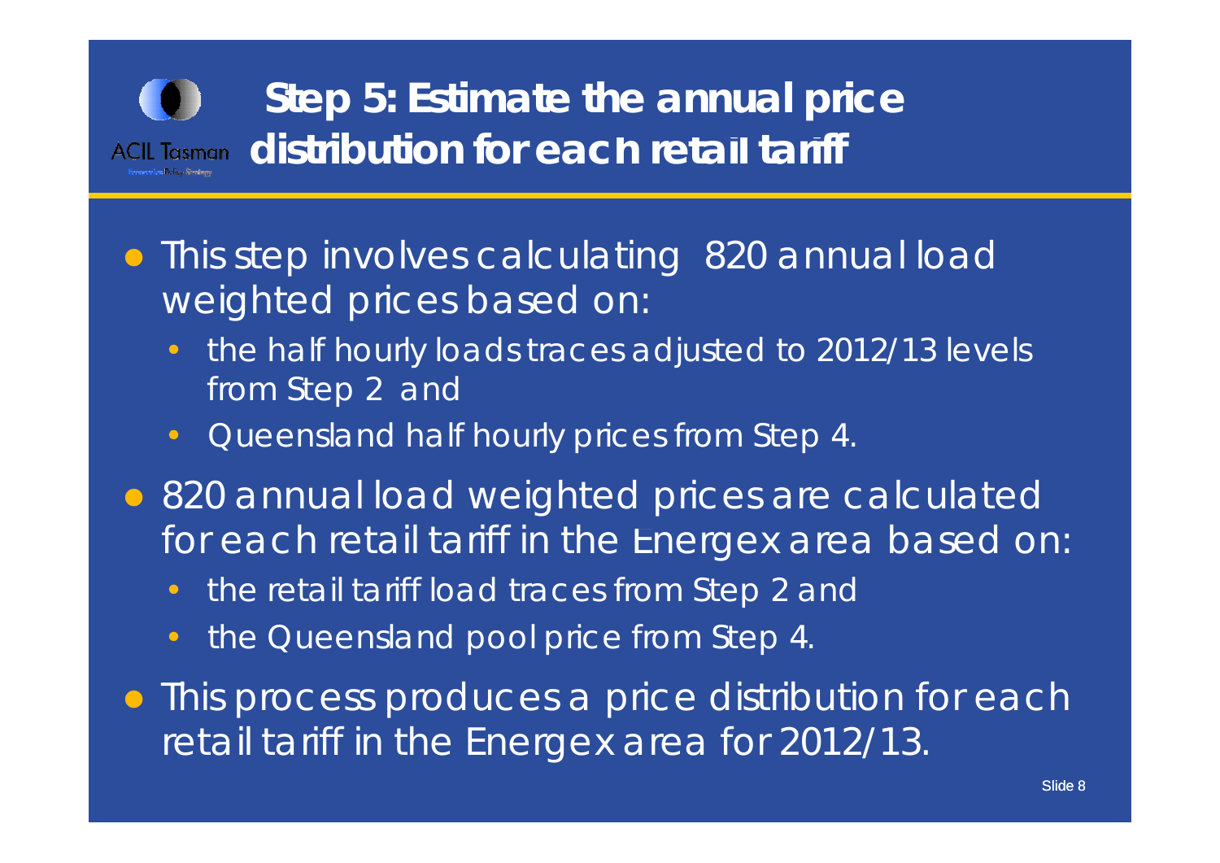# Step 5: Estimate the annual price distribution for each retail tariff

- This step involves calculating 820 annual load weighted prices based on:
  - the half hourly loads traces adjusted to 2012/13 levels from Step 2 and
  - Queensland half hourly prices from Step 4.
- 820 annual load weighted prices are calculated for each retail tariff in the Energex area based on:
  - the retail tariff load traces from Step 2 and
  - the Queensland pool price from Step 4.
- This process produces a price distribution for each retail tariff in the Energex area for 2012/13.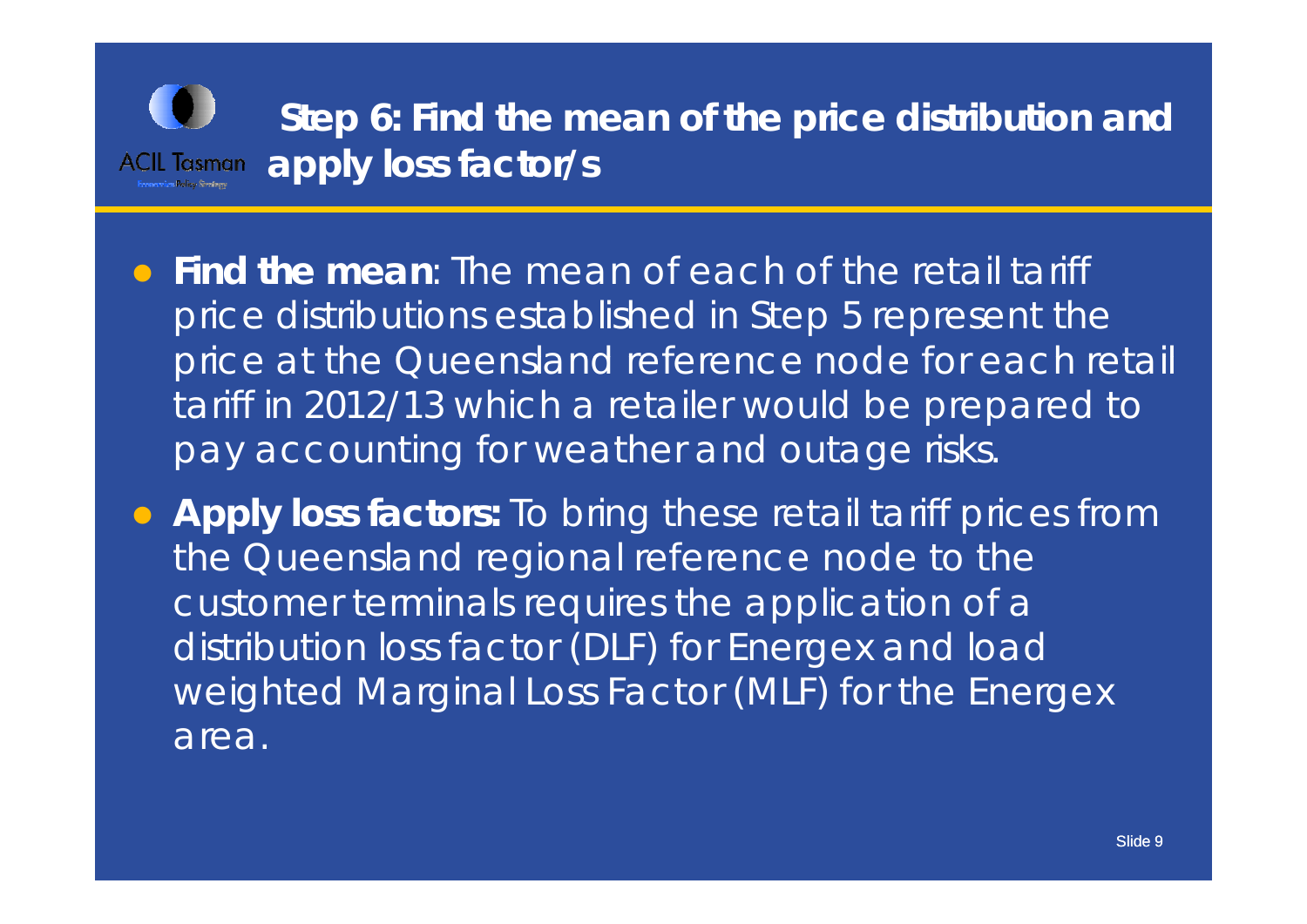## Step 6: Find the mean of the price distribution and apply loss factor/s

- **Find the mean**: The mean of each of the retail tariff price distributions established in Step 5 represent the price at the Queensland reference node for each retail tariff in 2012/13 which a retailer would be prepared to pay accounting for weather and outage risks.
- **Apply loss factors:** To bring these retail tariff prices from the Queensland regional reference node to the customer terminals requires the application of a distribution loss factor (DLF) for Energex and load weighted Marginal Loss Factor (MLF) for the Energex area.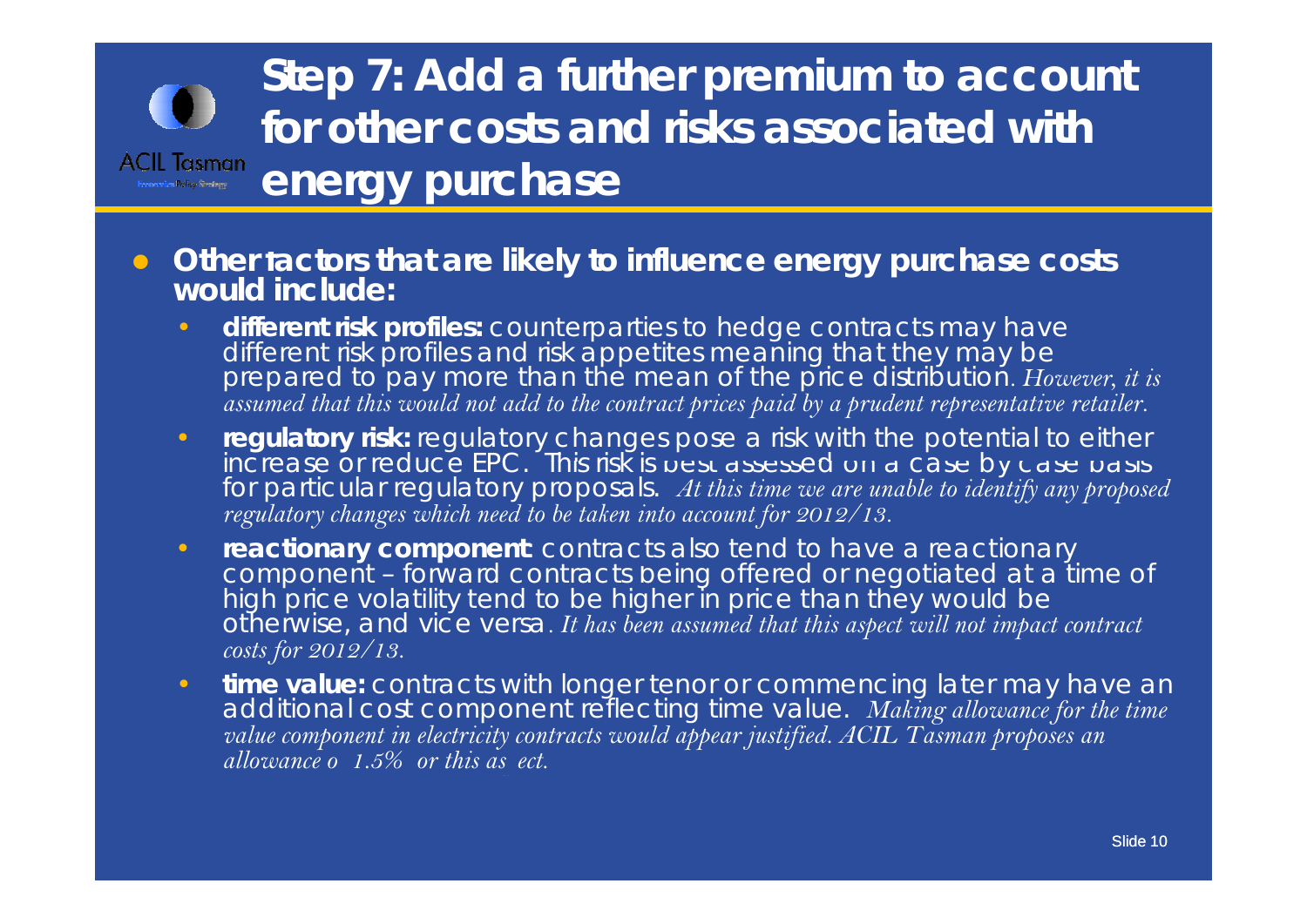# Step 7: Add a further premium to account for other costs and risks associated with energy purchase

- **Other factors that are likely to influence energy purchase costs would include:**
  - **different risk profiles:** counterparties to hedge contracts may have different risk profiles and risk appetites meaning that they may be prepared to pay more than the mean of the price distribution. *However, it is assumed that this would not add to the contract prices paid by a prudent representative retailer.*
  - **regulatory risk:** regulatory changes pose a risk with the potential to either increase or reduce EPC. This risk is best assessed on a case by case basis for particular regulatory proposals. *At this time we are unable to identify any proposed regulatory changes which need to be taken into account for 2012/13.*
  - **reactionary component**: contracts also tend to have a reactionary component – forward contracts being offered or negotiated at a time of high price volatility tend to be higher in price than they would be otherwise, and vice versa. *It has been assumed that this aspect will not impact contract costs for 2012/13.*
  - **time value:** contracts with longer tenor or commencing later may have an additional cost component reflecting time value. *Making allowance for the time value component in electricity contracts would appear justified. ACIL Tasman proposes an allowance o 1.5% or this as ect.*